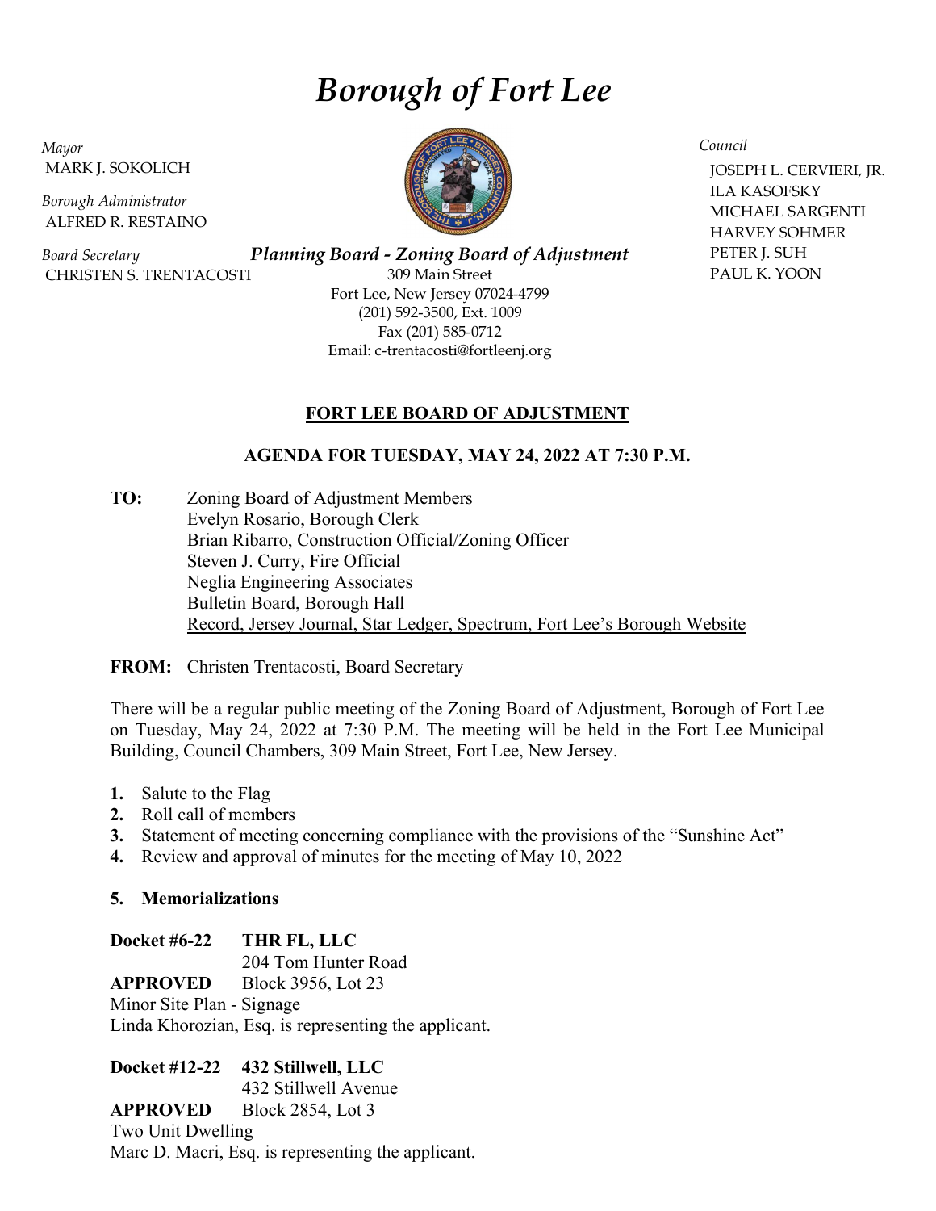# *Borough of Fort Lee*

*Mayor*
MARK J. SOKOLICH

*Borough Administrator*
ALFRED R. RESTAINO

*Board Secretary*
CHRISTEN S. TRENTACOSTI

*Council*
JOSEPH L. CERVIERI, JR.
ILA KASOFSKY
MICHAEL SARGENTI
HARVEY SOHMER
PETER J. SUH
PAUL K. YOON

***Planning Board - Zoning Board of Adjustment***
309 Main Street
Fort Lee, New Jersey 07024-4799
(201) 592-3500, Ext. 1009
Fax (201) 585-0712
Email: c-trentacosti@fortleenj.org

## FORT LEE BOARD OF ADJUSTMENT

### AGENDA FOR TUESDAY, MAY 24, 2022 AT 7:30 P.M.

**TO:** Zoning Board of Adjustment Members
Evelyn Rosario, Borough Clerk
Brian Ribarro, Construction Official/Zoning Officer
Steven J. Curry, Fire Official
Neglia Engineering Associates
Bulletin Board, Borough Hall
Record, Jersey Journal, Star Ledger, Spectrum, Fort Lee's Borough Website

**FROM:** Christen Trentacosti, Board Secretary

There will be a regular public meeting of the Zoning Board of Adjustment, Borough of Fort Lee on Tuesday, May 24, 2022 at 7:30 P.M. The meeting will be held in the Fort Lee Municipal Building, Council Chambers, 309 Main Street, Fort Lee, New Jersey.

1. Salute to the Flag
2. Roll call of members
3. Statement of meeting concerning compliance with the provisions of the "Sunshine Act"
4. Review and approval of minutes for the meeting of May 10, 2022

**5. Memorializations**

**Docket #6-22** **THR FL, LLC**
204 Tom Hunter Road
**APPROVED** Block 3956, Lot 23
Minor Site Plan - Signage
Linda Khorozian, Esq. is representing the applicant.

**Docket #12-22** **432 Stillwell, LLC**
432 Stillwell Avenue
**APPROVED** Block 2854, Lot 3
Two Unit Dwelling
Marc D. Macri, Esq. is representing the applicant.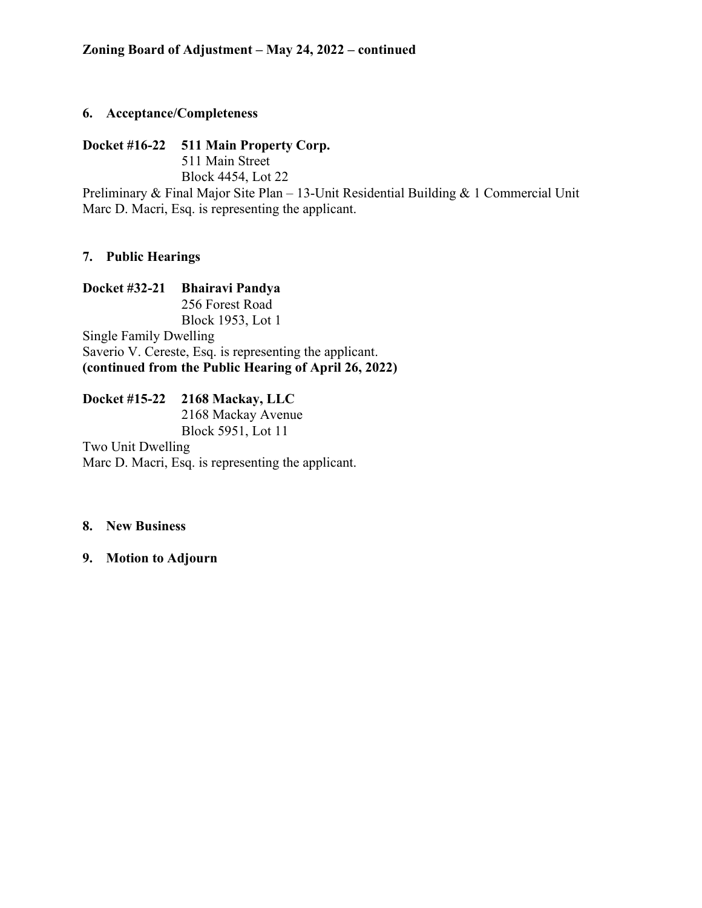**Zoning Board of Adjustment – May 24, 2022 – continued**

## 6. Acceptance/Completeness

**Docket #16-22 511 Main Property Corp.**
511 Main Street
Block 4454, Lot 22
Preliminary & Final Major Site Plan – 13-Unit Residential Building & 1 Commercial Unit
Marc D. Macri, Esq. is representing the applicant.

## 7. Public Hearings

**Docket #32-21 Bhairavi Pandya**
256 Forest Road
Block 1953, Lot 1
Single Family Dwelling
Saverio V. Cereste, Esq. is representing the applicant.
**(continued from the Public Hearing of April 26, 2022)**

**Docket #15-22 2168 Mackay, LLC**
2168 Mackay Avenue
Block 5951, Lot 11
Two Unit Dwelling
Marc D. Macri, Esq. is representing the applicant.

## 8. New Business

## 9. Motion to Adjourn